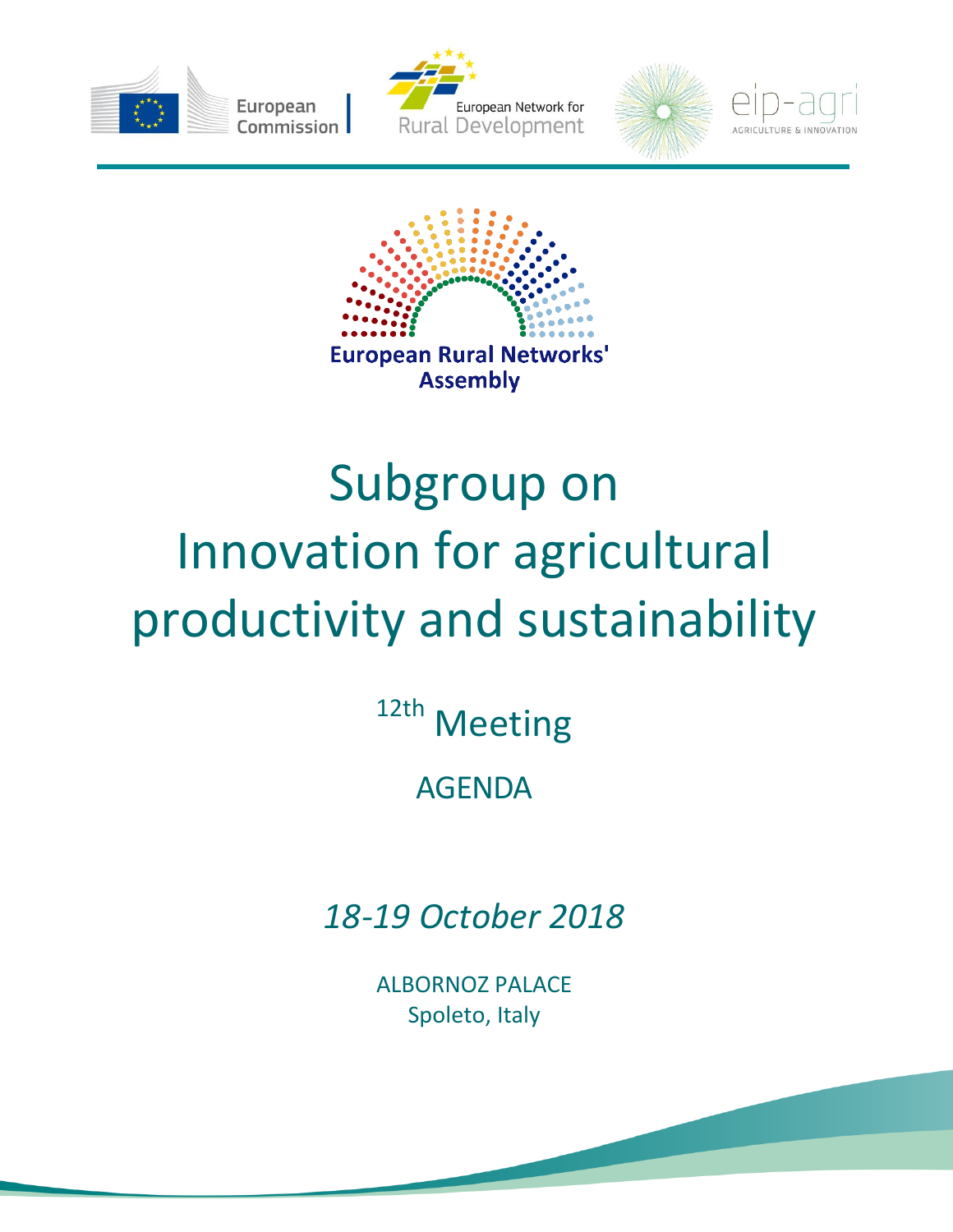European Commission

European Network for Rural Development

eip-agri AGRICULTURE & INNOVATION

European Rural Networks' Assembly

# Subgroup on Innovation for agricultural productivity and sustainability

## 12th Meeting

## AGENDA

*18-19 October 2018*

ALBORNOZ PALACE
Spoleto, Italy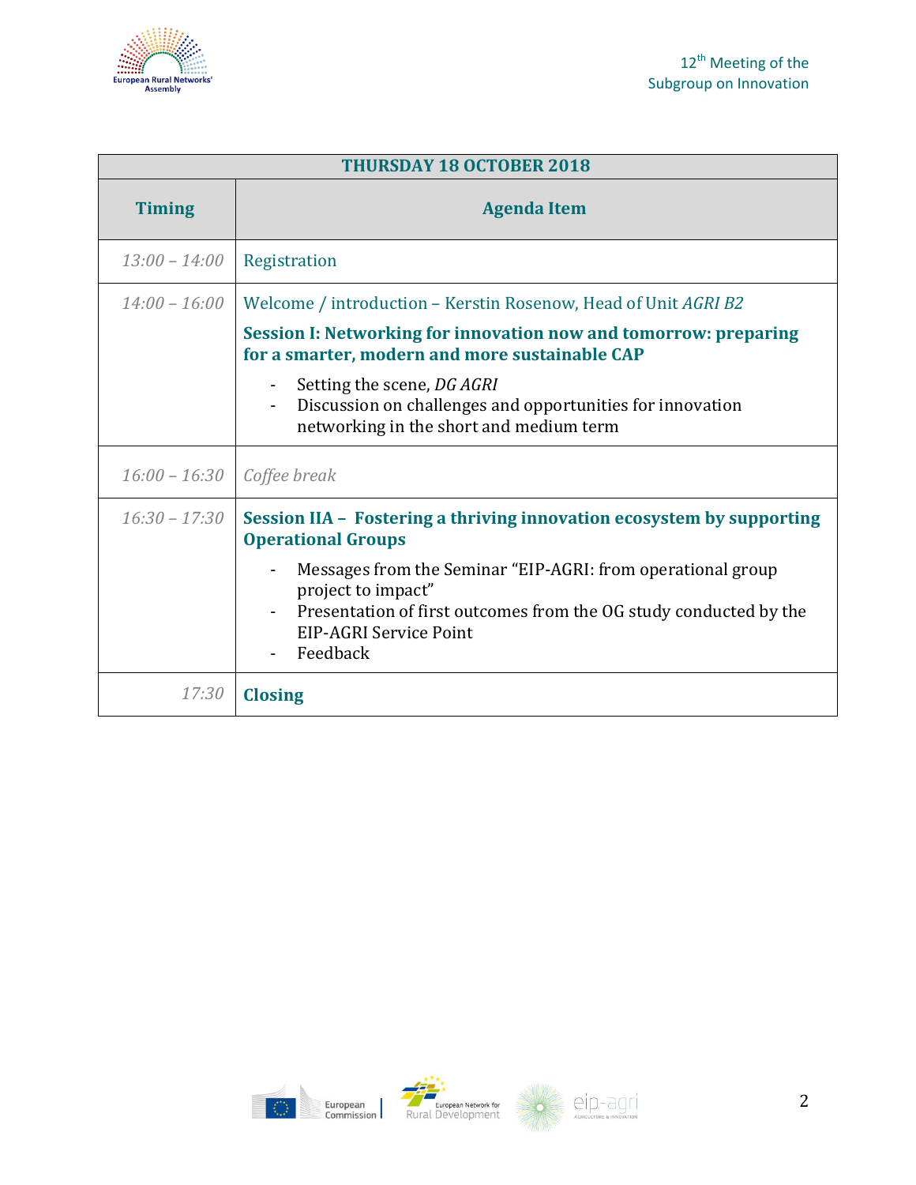| THURSDAY 18 OCTOBER 2018 | |
|---|---|
| **Timing** | **Agenda Item** |
| *13:00 – 14:00* | Registration |
| *14:00 – 16:00* | Welcome / introduction – Kerstin Rosenow, Head of Unit *AGRI B2*<br>**Session I: Networking for innovation now and tomorrow: preparing for a smarter, modern and more sustainable CAP**<br>- Setting the scene, *DG AGRI*<br>- Discussion on challenges and opportunities for innovation networking in the short and medium term |
| *16:00 – 16:30* | *Coffee break* |
| *16:30 – 17:30* | **Session IIA – Fostering a thriving innovation ecosystem by supporting Operational Groups**<br>- Messages from the Seminar "EIP-AGRI: from operational group project to impact"<br>- Presentation of first outcomes from the OG study conducted by the EIP-AGRI Service Point<br>- Feedback |
| *17:30* | **Closing** |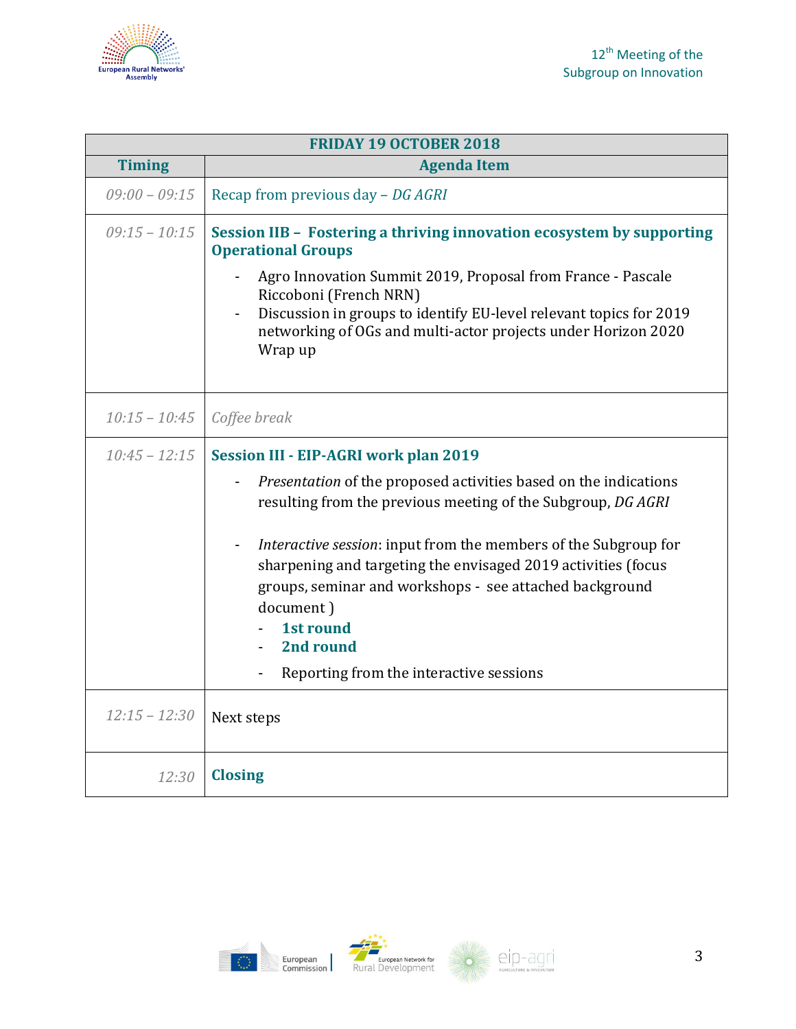| FRIDAY 19 OCTOBER 2018 | |
|---|---|
| **Timing** | **Agenda Item** |
| *09:00 – 09:15* | Recap from previous day – *DG AGRI* |
| *09:15 – 10:15* | **Session IIB – Fostering a thriving innovation ecosystem by supporting Operational Groups**<br>- Agro Innovation Summit 2019, Proposal from France - Pascale Riccoboni (French NRN)<br>- Discussion in groups to identify EU-level relevant topics for 2019 networking of OGs and multi-actor projects under Horizon 2020 Wrap up |
| *10:15 – 10:45* | *Coffee break* |
| *10:45 – 12:15* | **Session III - EIP-AGRI work plan 2019**<br>- *Presentation* of the proposed activities based on the indications resulting from the previous meeting of the Subgroup, *DG AGRI*<br>- *Interactive session*: input from the members of the Subgroup for sharpening and targeting the envisaged 2019 activities (focus groups, seminar and workshops - see attached background document )<br>  - **1st round**<br>  - **2nd round**<br>  - Reporting from the interactive sessions |
| *12:15 – 12:30* | Next steps |
| *12:30* | **Closing** |